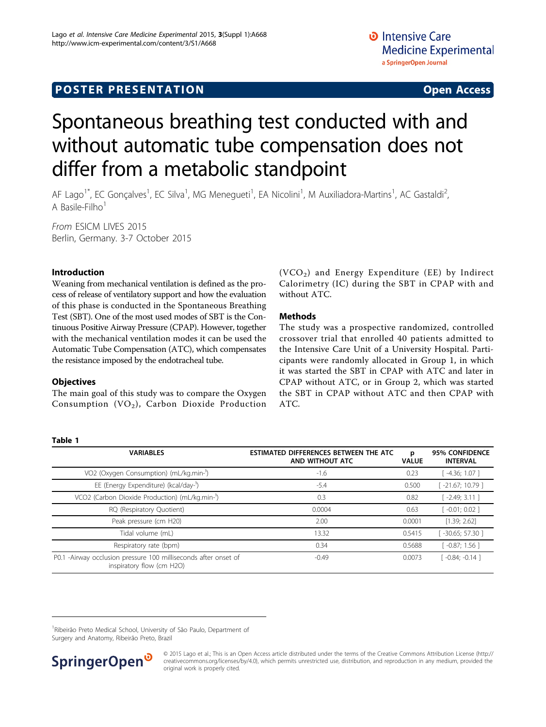POSTER PRESENTATION — Open Access

# Spontaneous breathing test conducted with and without automatic tube compensation does not differ from a metabolic standpoint

AF Lago[1*], EC Gonçalves[1], EC Silva[1], MG Menegueti[1], EA Nicolini[1], M Auxiliadora-Martins[1], AC Gastaldi[2], A Basile-Filho[1]

*From* ESICM LIVES 2015
Berlin, Germany. 3-7 October 2015

## Introduction

Weaning from mechanical ventilation is defined as the process of release of ventilatory support and how the evaluation of this phase is conducted in the Spontaneous Breathing Test (SBT). One of the most used modes of SBT is the Continuous Positive Airway Pressure (CPAP). However, together with the mechanical ventilation modes it can be used the Automatic Tube Compensation (ATC), which compensates the resistance imposed by the endotracheal tube.

## Objectives

The main goal of this study was to compare the Oxygen Consumption ($VO_2$), Carbon Dioxide Production ($VCO_2$) and Energy Expenditure (EE) by Indirect Calorimetry (IC) during the SBT in CPAP with and without ATC.

## Methods

The study was a prospective randomized, controlled crossover trial that enrolled 40 patients admitted to the Intensive Care Unit of a University Hospital. Participants were randomly allocated in Group 1, in which it was started the SBT in CPAP with ATC and later in CPAP without ATC, or in Group 2, which was started the SBT in CPAP without ATC and then CPAP with ATC.

**Table 1**

| VARIABLES | ESTIMATED DIFFERENCES BETWEEN THE ATC AND WITHOUT ATC | p VALUE | 95% CONFIDENCE INTERVAL |
|---|---|---|---|
| VO2 (Oxygen Consumption) (mL/kg.min-¹) | -1.6 | 0.23 | [ -4.36; 1.07 ] |
| EE (Energy Expenditure) (kcal/day-¹) | -5.4 | 0.500 | [ -21.67; 10.79 ] |
| VCO2 (Carbon Dioxide Production) (mL/kg.min-¹) | 0.3 | 0.82 | [ -2.49; 3.11 ] |
| RQ (Respiratory Quotient) | 0.0004 | 0.63 | [ -0.01; 0.02 ] |
| Peak pressure (cm H20) | 2.00 | 0.0001 | [1.39; 2.62] |
| Tidal volume (mL) | 13.32 | 0.5415 | [ -30.65; 57.30 ] |
| Respiratory rate (bpm) | 0.34 | 0.5688 | [ -0.87; 1.56 ] |
| P0.1 -Airway occlusion pressure 100 milliseconds after onset of inspiratory flow (cm H2O) | -0.49 | 0.0073 | [ -0.84; -0.14 ] |

[1]Ribeirão Preto Medical School, University of São Paulo, Department of Surgery and Anatomy, Ribeirão Preto, Brazil

© 2015 Lago et al.; This is an Open Access article distributed under the terms of the Creative Commons Attribution License (http://creativecommons.org/licenses/by/4.0), which permits unrestricted use, distribution, and reproduction in any medium, provided the original work is properly cited.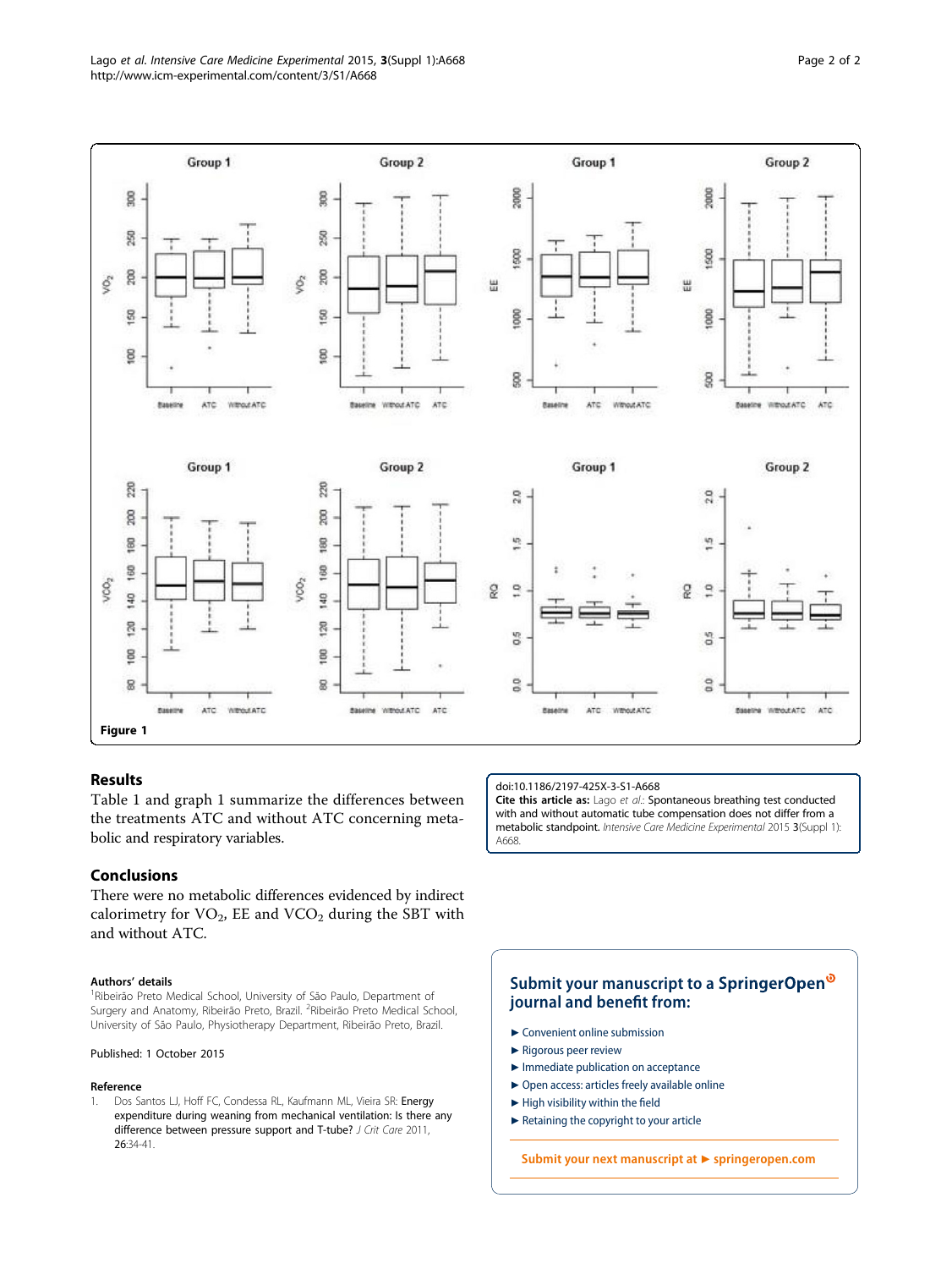Group 1

300
250
200
150
100

$VO_2$

Baseline ATC Without ATC

Group 2

300
250
200
150
100

$VO_2$

Baseline Without ATC ATC

Group 1

2000
1500
1000
500

EE

Baseline ATC Without ATC

Group 2

2000
1500
1000
500

EE

Baseline Without ATC ATC

Group 1

220
200
180
160
140
120
100
80

$VCO_2$

Baseline ATC Without ATC

Group 2

220
200
180
160
140
120
100
80

$VCO_2$

Baseline Without ATC ATC

Group 1

2.0
1.5
1.0
0.5
0.0

RQ

Baseline ATC Without ATC

Group 2

2.0
1.5
1.0
0.5
0.0

RQ

Baseline Without ATC ATC

**Figure 1**

## Results

Table 1 and graph 1 summarize the differences between the treatments ATC and without ATC concerning metabolic and respiratory variables.

## Conclusions

There were no metabolic differences evidenced by indirect calorimetry for $VO_2$, EE and $VCO_2$ during the SBT with and without ATC.

#### Authors' details

[1]Ribeirão Preto Medical School, University of São Paulo, Department of Surgery and Anatomy, Ribeirão Preto, Brazil. [2]Ribeirão Preto Medical School, University of São Paulo, Physiotherapy Department, Ribeirão Preto, Brazil.

Published: 1 October 2015

#### Reference

1. Dos Santos LJ, Hoff FC, Condessa RL, Kaufmann ML, Vieira SR: **Energy expenditure during weaning from mechanical ventilation: Is there any difference between pressure support and T-tube?** *J Crit Care* 2011, 26:34-41.

doi:10.1186/2197-425X-3-S1-A668

**Cite this article as:** Lago *et al.*: Spontaneous breathing test conducted with and without automatic tube compensation does not differ from a metabolic standpoint. *Intensive Care Medicine Experimental* 2015 **3**(Suppl 1): A668.

**Submit your manuscript to a SpringerOpen journal and benefit from:**

- ► Convenient online submission
- ► Rigorous peer review
- ► Immediate publication on acceptance
- ► Open access: articles freely available online
- ► High visibility within the field
- ► Retaining the copyright to your article

**Submit your next manuscript at ► springeropen.com**